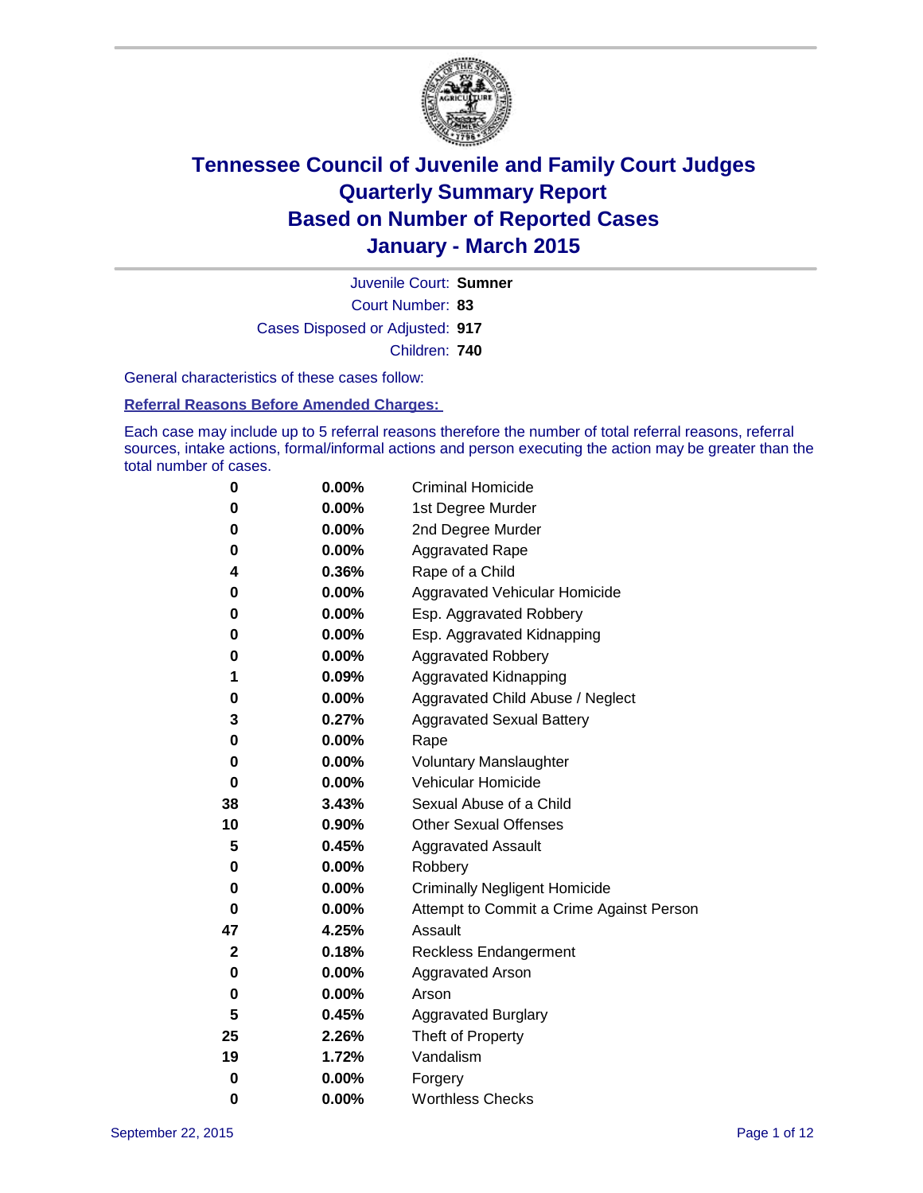# Tennessee Council of Juvenile and Family Court Judges
## Quarterly Summary Report
## Based on Number of Reported Cases
## January - March 2015

Juvenile Court: **Sumner**

Court Number: **83**

Cases Disposed or Adjusted: **917**

Children: **740**

General characteristics of these cases follow:

**Referral Reasons Before Amended Charges:**

Each case may include up to 5 referral reasons therefore the number of total referral reasons, referral sources, intake actions, formal/informal actions and person executing the action may be greater than the total number of cases.

| | | |
|---|---|---|
| 0 | 0.00% | Criminal Homicide |
| 0 | 0.00% | 1st Degree Murder |
| 0 | 0.00% | 2nd Degree Murder |
| 0 | 0.00% | Aggravated Rape |
| 4 | 0.36% | Rape of a Child |
| 0 | 0.00% | Aggravated Vehicular Homicide |
| 0 | 0.00% | Esp. Aggravated Robbery |
| 0 | 0.00% | Esp. Aggravated Kidnapping |
| 0 | 0.00% | Aggravated Robbery |
| 1 | 0.09% | Aggravated Kidnapping |
| 0 | 0.00% | Aggravated Child Abuse / Neglect |
| 3 | 0.27% | Aggravated Sexual Battery |
| 0 | 0.00% | Rape |
| 0 | 0.00% | Voluntary Manslaughter |
| 0 | 0.00% | Vehicular Homicide |
| 38 | 3.43% | Sexual Abuse of a Child |
| 10 | 0.90% | Other Sexual Offenses |
| 5 | 0.45% | Aggravated Assault |
| 0 | 0.00% | Robbery |
| 0 | 0.00% | Criminally Negligent Homicide |
| 0 | 0.00% | Attempt to Commit a Crime Against Person |
| 47 | 4.25% | Assault |
| 2 | 0.18% | Reckless Endangerment |
| 0 | 0.00% | Aggravated Arson |
| 0 | 0.00% | Arson |
| 5 | 0.45% | Aggravated Burglary |
| 25 | 2.26% | Theft of Property |
| 19 | 1.72% | Vandalism |
| 0 | 0.00% | Forgery |
| 0 | 0.00% | Worthless Checks |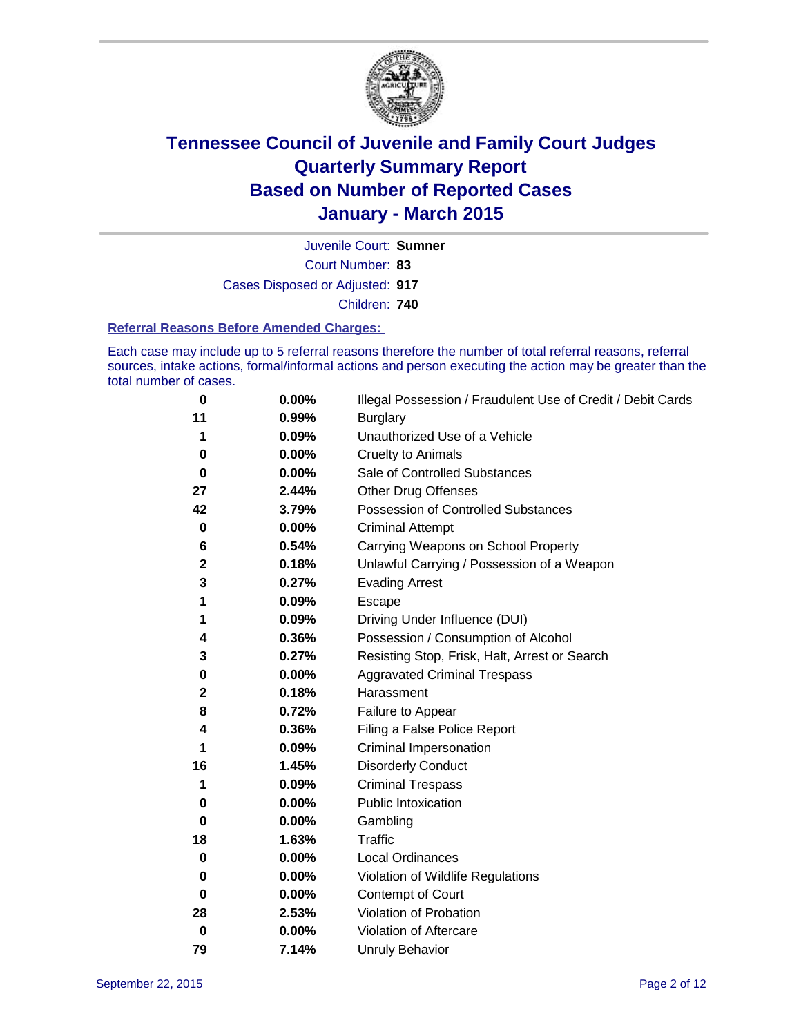# Tennessee Council of Juvenile and Family Court Judges
# Quarterly Summary Report
# Based on Number of Reported Cases
# January - March 2015

Juvenile Court: **Sumner**

Court Number: **83**

Cases Disposed or Adjusted: **917**

Children: **740**

### Referral Reasons Before Amended Charges:

Each case may include up to 5 referral reasons therefore the number of total referral reasons, referral sources, intake actions, formal/informal actions and person executing the action may be greater than the total number of cases.

| Count | Percent | Referral Reason |
|---|---|---|
| 0 | 0.00% | Illegal Possession / Fraudulent Use of Credit / Debit Cards |
| 11 | 0.99% | Burglary |
| 1 | 0.09% | Unauthorized Use of a Vehicle |
| 0 | 0.00% | Cruelty to Animals |
| 0 | 0.00% | Sale of Controlled Substances |
| 27 | 2.44% | Other Drug Offenses |
| 42 | 3.79% | Possession of Controlled Substances |
| 0 | 0.00% | Criminal Attempt |
| 6 | 0.54% | Carrying Weapons on School Property |
| 2 | 0.18% | Unlawful Carrying / Possession of a Weapon |
| 3 | 0.27% | Evading Arrest |
| 1 | 0.09% | Escape |
| 1 | 0.09% | Driving Under Influence (DUI) |
| 4 | 0.36% | Possession / Consumption of Alcohol |
| 3 | 0.27% | Resisting Stop, Frisk, Halt, Arrest or Search |
| 0 | 0.00% | Aggravated Criminal Trespass |
| 2 | 0.18% | Harassment |
| 8 | 0.72% | Failure to Appear |
| 4 | 0.36% | Filing a False Police Report |
| 1 | 0.09% | Criminal Impersonation |
| 16 | 1.45% | Disorderly Conduct |
| 1 | 0.09% | Criminal Trespass |
| 0 | 0.00% | Public Intoxication |
| 0 | 0.00% | Gambling |
| 18 | 1.63% | Traffic |
| 0 | 0.00% | Local Ordinances |
| 0 | 0.00% | Violation of Wildlife Regulations |
| 0 | 0.00% | Contempt of Court |
| 28 | 2.53% | Violation of Probation |
| 0 | 0.00% | Violation of Aftercare |
| 79 | 7.14% | Unruly Behavior |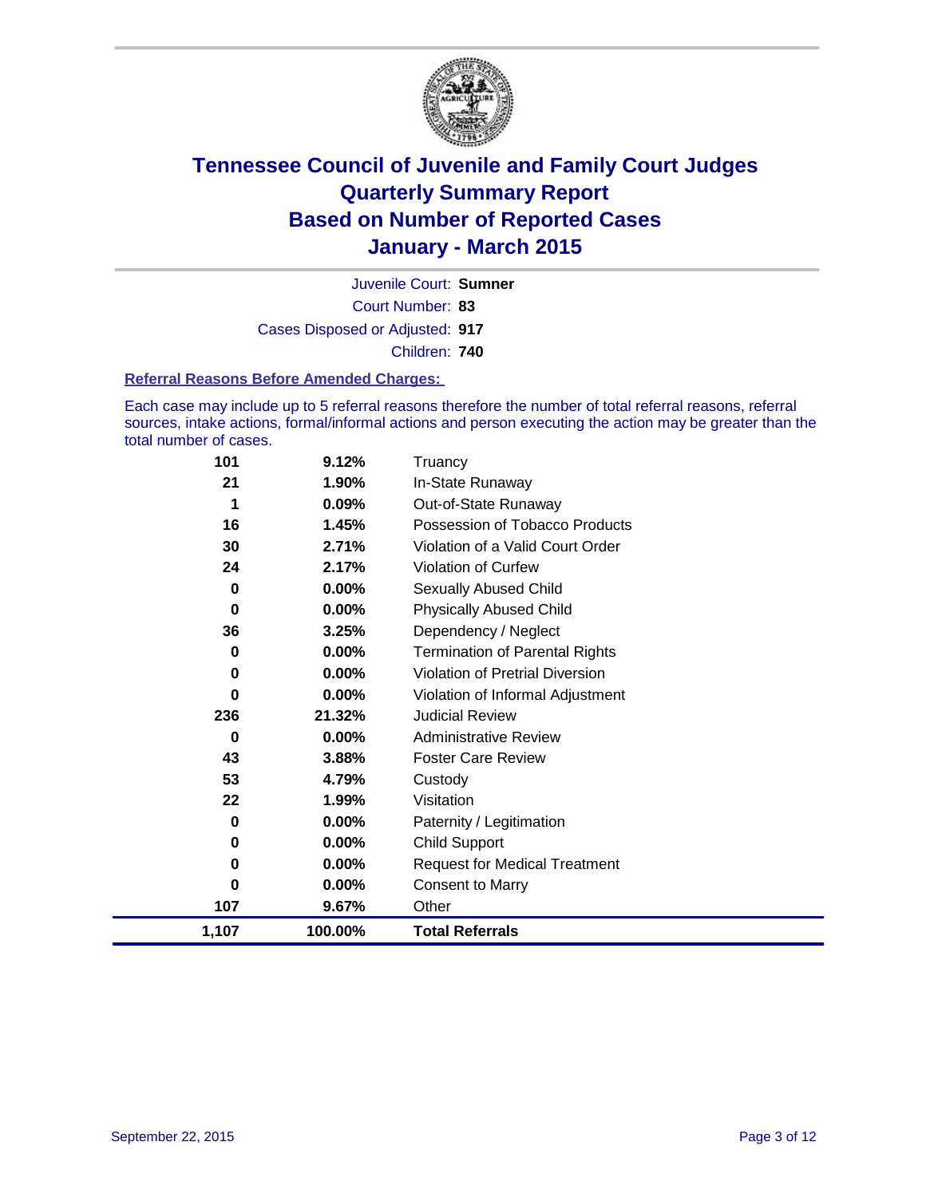# Tennessee Council of Juvenile and Family Court Judges
# Quarterly Summary Report
# Based on Number of Reported Cases
# January - March 2015

Juvenile Court: **Sumner**

Court Number: **83**

Cases Disposed or Adjusted: **917**

Children: **740**

### Referral Reasons Before Amended Charges:

Each case may include up to 5 referral reasons therefore the number of total referral reasons, referral sources, intake actions, formal/informal actions and person executing the action may be greater than the total number of cases.

| Count | Percent | Referral Reason |
|---|---|---|
| 101 | 9.12% | Truancy |
| 21 | 1.90% | In-State Runaway |
| 1 | 0.09% | Out-of-State Runaway |
| 16 | 1.45% | Possession of Tobacco Products |
| 30 | 2.71% | Violation of a Valid Court Order |
| 24 | 2.17% | Violation of Curfew |
| 0 | 0.00% | Sexually Abused Child |
| 0 | 0.00% | Physically Abused Child |
| 36 | 3.25% | Dependency / Neglect |
| 0 | 0.00% | Termination of Parental Rights |
| 0 | 0.00% | Violation of Pretrial Diversion |
| 0 | 0.00% | Violation of Informal Adjustment |
| 236 | 21.32% | Judicial Review |
| 0 | 0.00% | Administrative Review |
| 43 | 3.88% | Foster Care Review |
| 53 | 4.79% | Custody |
| 22 | 1.99% | Visitation |
| 0 | 0.00% | Paternity / Legitimation |
| 0 | 0.00% | Child Support |
| 0 | 0.00% | Request for Medical Treatment |
| 0 | 0.00% | Consent to Marry |
| 107 | 9.67% | Other |
| **1,107** | **100.00%** | **Total Referrals** |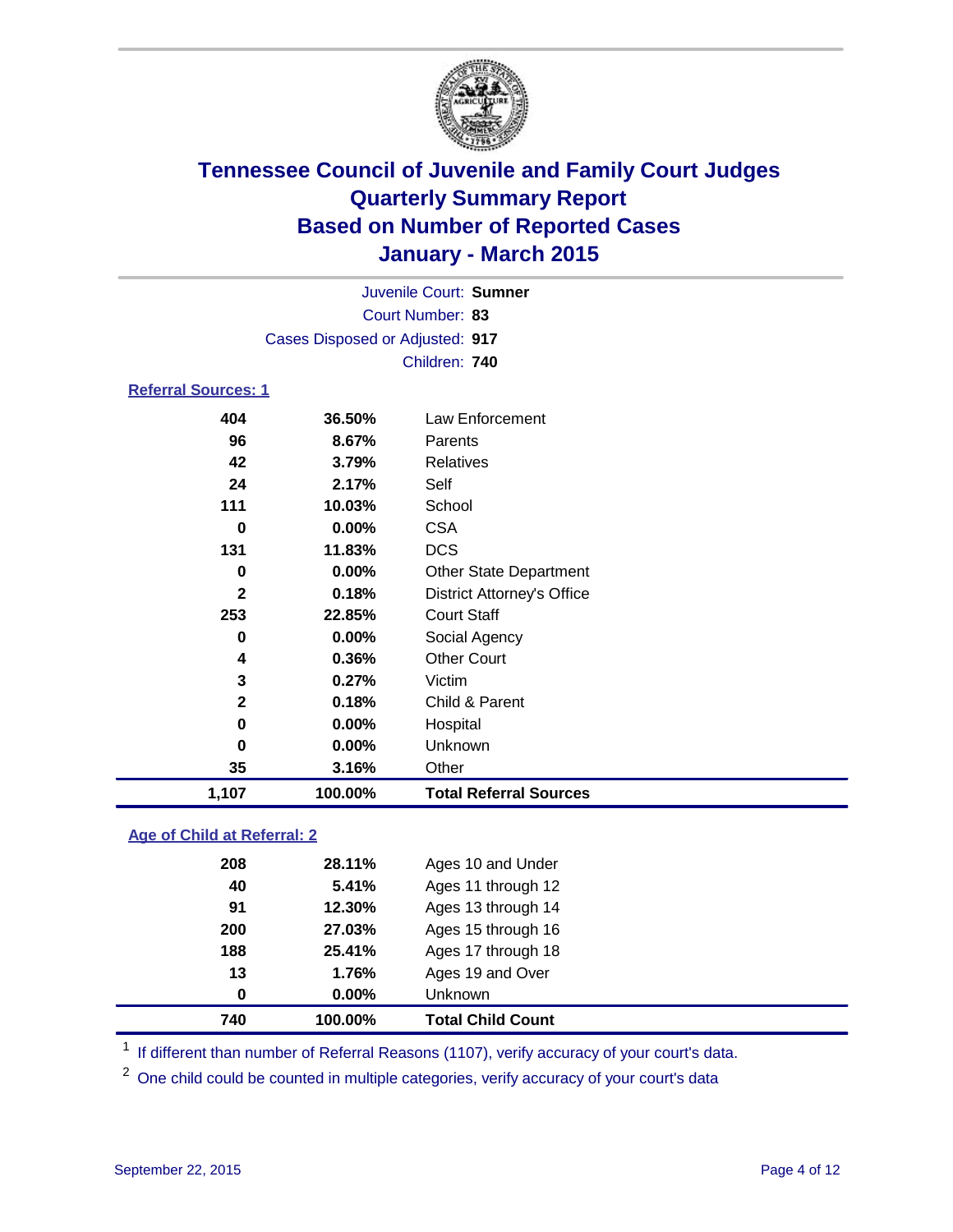# Tennessee Council of Juvenile and Family Court Judges
## Quarterly Summary Report
## Based on Number of Reported Cases
## January - March 2015

Juvenile Court: **Sumner**
Court Number: **83**
Cases Disposed or Adjusted: **917**
Children: **740**

### Referral Sources: 1

| | | |
|---|---|---|
| **404** | **36.50%** | Law Enforcement |
| **96** | **8.67%** | Parents |
| **42** | **3.79%** | Relatives |
| **24** | **2.17%** | Self |
| **111** | **10.03%** | School |
| **0** | **0.00%** | CSA |
| **131** | **11.83%** | DCS |
| **0** | **0.00%** | Other State Department |
| **2** | **0.18%** | District Attorney's Office |
| **253** | **22.85%** | Court Staff |
| **0** | **0.00%** | Social Agency |
| **4** | **0.36%** | Other Court |
| **3** | **0.27%** | Victim |
| **2** | **0.18%** | Child & Parent |
| **0** | **0.00%** | Hospital |
| **0** | **0.00%** | Unknown |
| **35** | **3.16%** | Other |
| **1,107** | **100.00%** | **Total Referral Sources** |

### Age of Child at Referral: 2

| | | |
|---|---|---|
| **208** | **28.11%** | Ages 10 and Under |
| **40** | **5.41%** | Ages 11 through 12 |
| **91** | **12.30%** | Ages 13 through 14 |
| **200** | **27.03%** | Ages 15 through 16 |
| **188** | **25.41%** | Ages 17 through 18 |
| **13** | **1.76%** | Ages 19 and Over |
| **0** | **0.00%** | Unknown |
| **740** | **100.00%** | **Total Child Count** |

[1] If different than number of Referral Reasons (1107), verify accuracy of your court's data.

[2] One child could be counted in multiple categories, verify accuracy of your court's data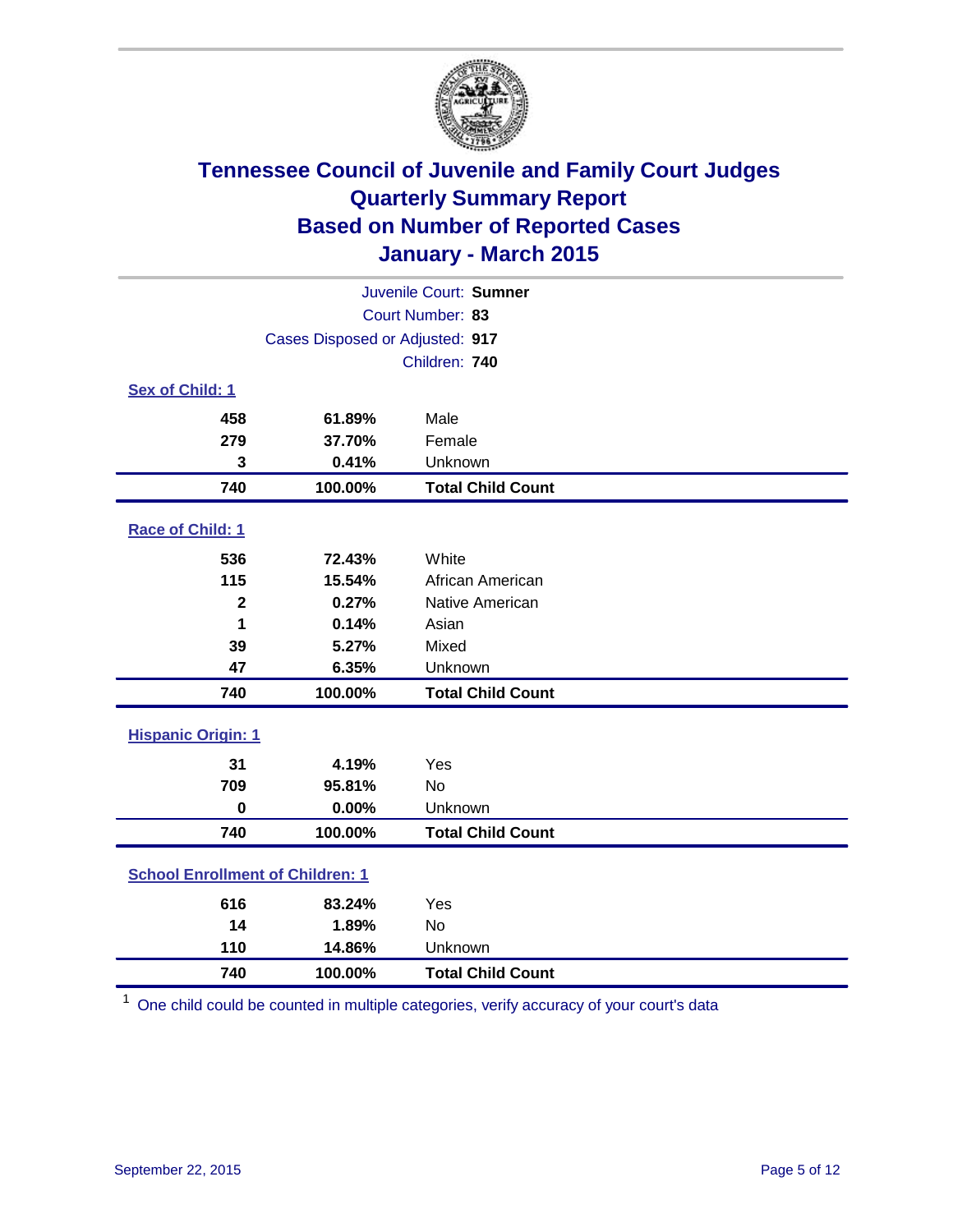# Tennessee Council of Juvenile and Family Court Judges
# Quarterly Summary Report
# Based on Number of Reported Cases
# January - March 2015

Juvenile Court: **Sumner**
Court Number: **83**
Cases Disposed or Adjusted: **917**
Children: **740**

## Sex of Child: 1

| Count | Percent | Category |
|---|---|---|
| 458 | 61.89% | Male |
| 279 | 37.70% | Female |
| 3 | 0.41% | Unknown |
| **740** | **100.00%** | **Total Child Count** |

## Race of Child: 1

| Count | Percent | Category |
|---|---|---|
| 536 | 72.43% | White |
| 115 | 15.54% | African American |
| 2 | 0.27% | Native American |
| 1 | 0.14% | Asian |
| 39 | 5.27% | Mixed |
| 47 | 6.35% | Unknown |
| **740** | **100.00%** | **Total Child Count** |

## Hispanic Origin: 1

| Count | Percent | Category |
|---|---|---|
| 31 | 4.19% | Yes |
| 709 | 95.81% | No |
| 0 | 0.00% | Unknown |
| **740** | **100.00%** | **Total Child Count** |

## School Enrollment of Children: 1

| Count | Percent | Category |
|---|---|---|
| 616 | 83.24% | Yes |
| 14 | 1.89% | No |
| 110 | 14.86% | Unknown |
| **740** | **100.00%** | **Total Child Count** |

[1] One child could be counted in multiple categories, verify accuracy of your court's data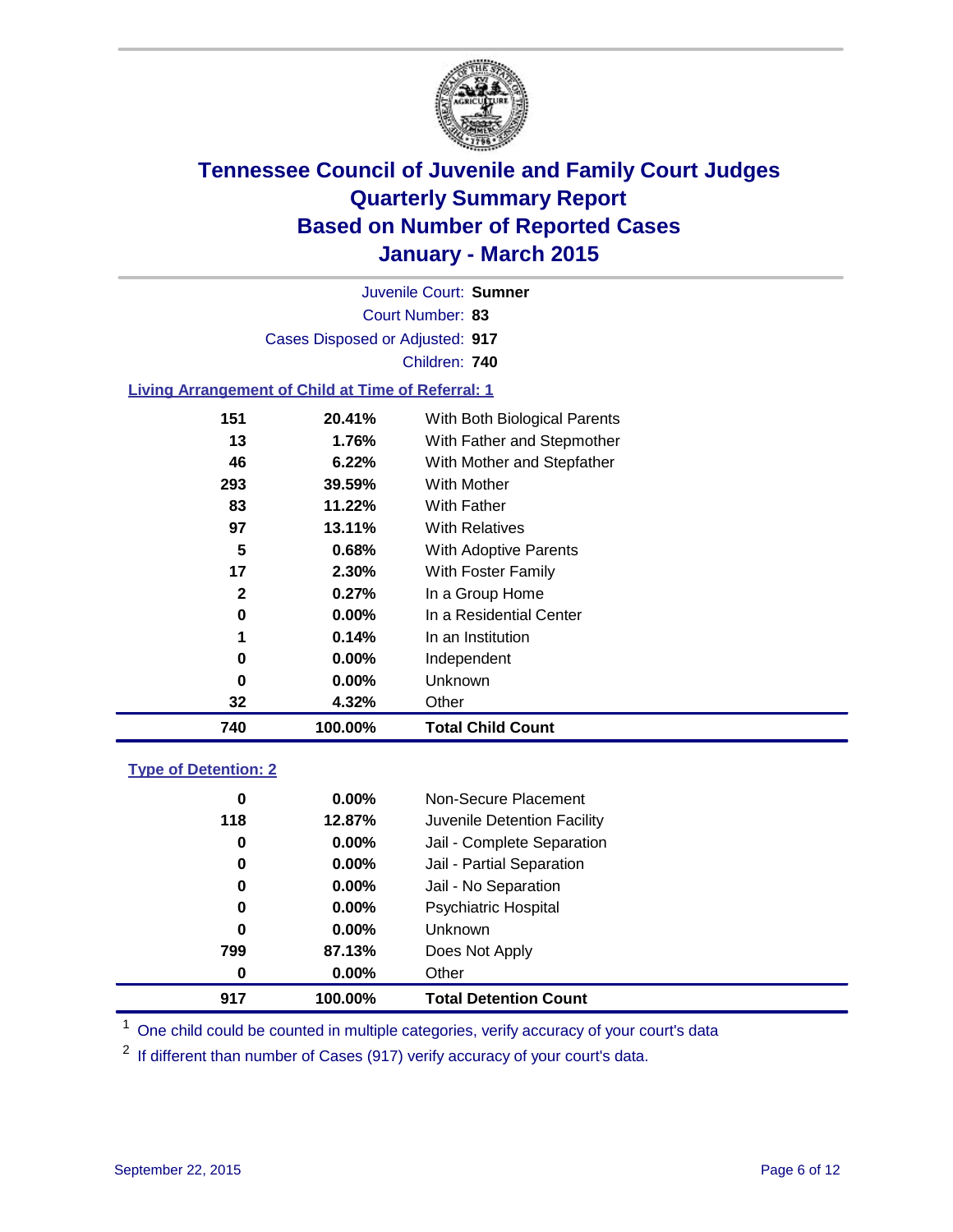# Tennessee Council of Juvenile and Family Court Judges
## Quarterly Summary Report
## Based on Number of Reported Cases
## January - March 2015

Juvenile Court: **Sumner**

Court Number: **83**

Cases Disposed or Adjusted: **917**

Children: **740**

### Living Arrangement of Child at Time of Referral: 1

| Count | Percent | Living Arrangement |
|---|---|---|
| 151 | 20.41% | With Both Biological Parents |
| 13 | 1.76% | With Father and Stepmother |
| 46 | 6.22% | With Mother and Stepfather |
| 293 | 39.59% | With Mother |
| 83 | 11.22% | With Father |
| 97 | 13.11% | With Relatives |
| 5 | 0.68% | With Adoptive Parents |
| 17 | 2.30% | With Foster Family |
| 2 | 0.27% | In a Group Home |
| 0 | 0.00% | In a Residential Center |
| 1 | 0.14% | In an Institution |
| 0 | 0.00% | Independent |
| 0 | 0.00% | Unknown |
| 32 | 4.32% | Other |
| **740** | **100.00%** | **Total Child Count** |

### Type of Detention: 2

| Count | Percent | Type of Detention |
|---|---|---|
| 0 | 0.00% | Non-Secure Placement |
| 118 | 12.87% | Juvenile Detention Facility |
| 0 | 0.00% | Jail - Complete Separation |
| 0 | 0.00% | Jail - Partial Separation |
| 0 | 0.00% | Jail - No Separation |
| 0 | 0.00% | Psychiatric Hospital |
| 0 | 0.00% | Unknown |
| 799 | 87.13% | Does Not Apply |
| 0 | 0.00% | Other |
| **917** | **100.00%** | **Total Detention Count** |

[1] One child could be counted in multiple categories, verify accuracy of your court's data

[2] If different than number of Cases (917) verify accuracy of your court's data.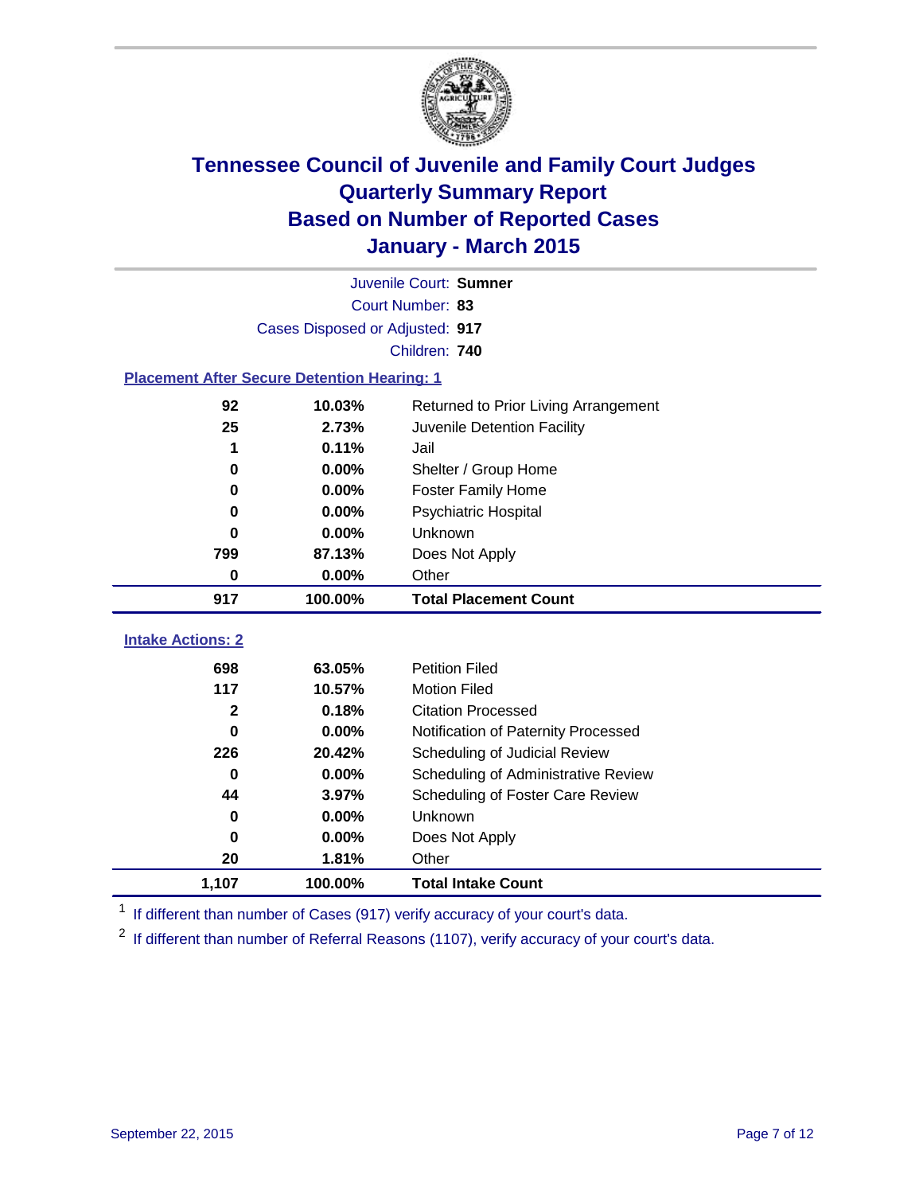# Tennessee Council of Juvenile and Family Court Judges
# Quarterly Summary Report
# Based on Number of Reported Cases
# January - March 2015

Juvenile Court: **Sumner**
Court Number: **83**
Cases Disposed or Adjusted: **917**
Children: **740**

## Placement After Secure Detention Hearing: 1

| Count | Percent | Placement |
|---|---|---|
| 92 | 10.03% | Returned to Prior Living Arrangement |
| 25 | 2.73% | Juvenile Detention Facility |
| 1 | 0.11% | Jail |
| 0 | 0.00% | Shelter / Group Home |
| 0 | 0.00% | Foster Family Home |
| 0 | 0.00% | Psychiatric Hospital |
| 0 | 0.00% | Unknown |
| 799 | 87.13% | Does Not Apply |
| 0 | 0.00% | Other |
| **917** | **100.00%** | **Total Placement Count** |

## Intake Actions: 2

| Count | Percent | Intake Action |
|---|---|---|
| 698 | 63.05% | Petition Filed |
| 117 | 10.57% | Motion Filed |
| 2 | 0.18% | Citation Processed |
| 0 | 0.00% | Notification of Paternity Processed |
| 226 | 20.42% | Scheduling of Judicial Review |
| 0 | 0.00% | Scheduling of Administrative Review |
| 44 | 3.97% | Scheduling of Foster Care Review |
| 0 | 0.00% | Unknown |
| 0 | 0.00% | Does Not Apply |
| 20 | 1.81% | Other |
| **1,107** | **100.00%** | **Total Intake Count** |

[1] If different than number of Cases (917) verify accuracy of your court's data.

[2] If different than number of Referral Reasons (1107), verify accuracy of your court's data.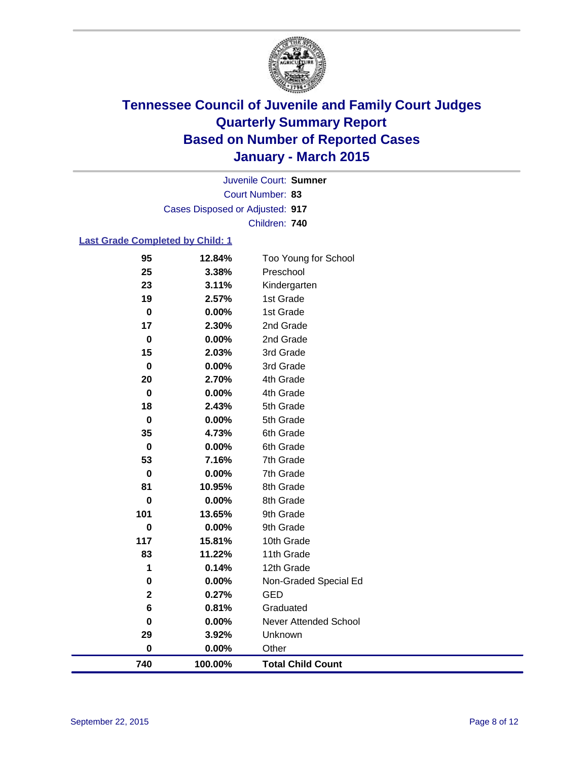# Tennessee Council of Juvenile and Family Court Judges
# Quarterly Summary Report
# Based on Number of Reported Cases
# January - March 2015

Juvenile Court: **Sumner**

Court Number: **83**

Cases Disposed or Adjusted: **917**

Children: **740**

## Last Grade Completed by Child: 1

| Count | Percent | Grade |
|---|---|---|
| 95 | 12.84% | Too Young for School |
| 25 | 3.38% | Preschool |
| 23 | 3.11% | Kindergarten |
| 19 | 2.57% | 1st Grade |
| 0 | 0.00% | 1st Grade |
| 17 | 2.30% | 2nd Grade |
| 0 | 0.00% | 2nd Grade |
| 15 | 2.03% | 3rd Grade |
| 0 | 0.00% | 3rd Grade |
| 20 | 2.70% | 4th Grade |
| 0 | 0.00% | 4th Grade |
| 18 | 2.43% | 5th Grade |
| 0 | 0.00% | 5th Grade |
| 35 | 4.73% | 6th Grade |
| 0 | 0.00% | 6th Grade |
| 53 | 7.16% | 7th Grade |
| 0 | 0.00% | 7th Grade |
| 81 | 10.95% | 8th Grade |
| 0 | 0.00% | 8th Grade |
| 101 | 13.65% | 9th Grade |
| 0 | 0.00% | 9th Grade |
| 117 | 15.81% | 10th Grade |
| 83 | 11.22% | 11th Grade |
| 1 | 0.14% | 12th Grade |
| 0 | 0.00% | Non-Graded Special Ed |
| 2 | 0.27% | GED |
| 6 | 0.81% | Graduated |
| 0 | 0.00% | Never Attended School |
| 29 | 3.92% | Unknown |
| 0 | 0.00% | Other |
| **740** | **100.00%** | **Total Child Count** |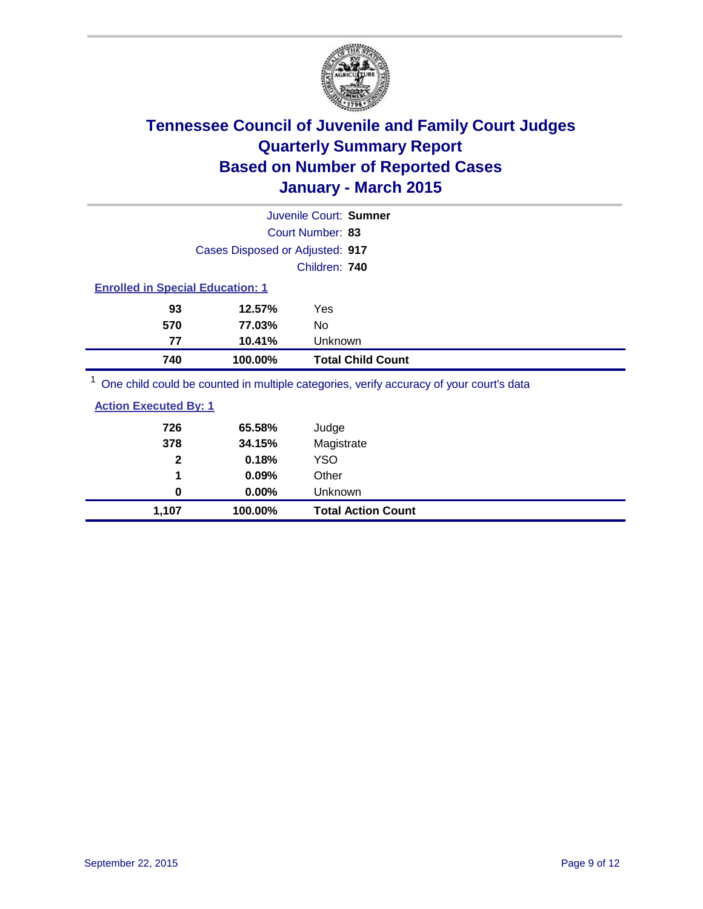# Tennessee Council of Juvenile and Family Court Judges
# Quarterly Summary Report
# Based on Number of Reported Cases
# January - March 2015

Juvenile Court: **Sumner**

Court Number: **83**

Cases Disposed or Adjusted: **917**

Children: **740**

**Enrolled in Special Education: 1**

| Count | Percent | Category |
|---|---|---|
| 93 | 12.57% | Yes |
| 570 | 77.03% | No |
| 77 | 10.41% | Unknown |
| **740** | **100.00%** | **Total Child Count** |

[1] One child could be counted in multiple categories, verify accuracy of your court's data

**Action Executed By: 1**

| Count | Percent | Category |
|---|---|---|
| 726 | 65.58% | Judge |
| 378 | 34.15% | Magistrate |
| 2 | 0.18% | YSO |
| 1 | 0.09% | Other |
| 0 | 0.00% | Unknown |
| **1,107** | **100.00%** | **Total Action Count** |

September 22, 2015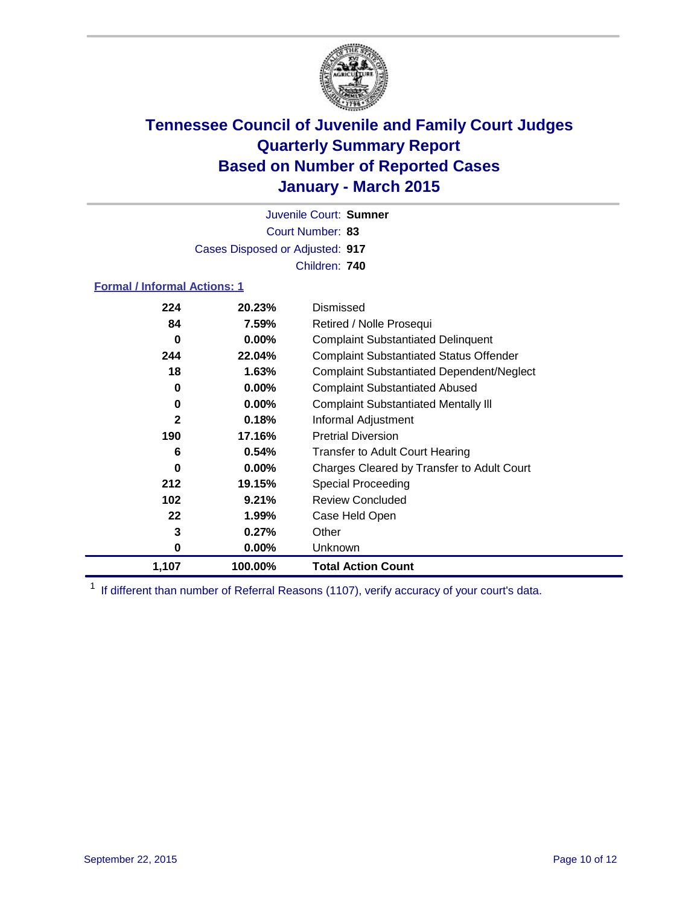# Tennessee Council of Juvenile and Family Court Judges
# Quarterly Summary Report
# Based on Number of Reported Cases
# January - March 2015

Juvenile Court: **Sumner**
Court Number: **83**
Cases Disposed or Adjusted: **917**
Children: **740**

### Formal / Informal Actions: 1

| | | |
|---|---|---|
| 224 | 20.23% | Dismissed |
| 84 | 7.59% | Retired / Nolle Prosequi |
| 0 | 0.00% | Complaint Substantiated Delinquent |
| 244 | 22.04% | Complaint Substantiated Status Offender |
| 18 | 1.63% | Complaint Substantiated Dependent/Neglect |
| 0 | 0.00% | Complaint Substantiated Abused |
| 0 | 0.00% | Complaint Substantiated Mentally Ill |
| 2 | 0.18% | Informal Adjustment |
| 190 | 17.16% | Pretrial Diversion |
| 6 | 0.54% | Transfer to Adult Court Hearing |
| 0 | 0.00% | Charges Cleared by Transfer to Adult Court |
| 212 | 19.15% | Special Proceeding |
| 102 | 9.21% | Review Concluded |
| 22 | 1.99% | Case Held Open |
| 3 | 0.27% | Other |
| 0 | 0.00% | Unknown |
| **1,107** | **100.00%** | **Total Action Count** |

[1] If different than number of Referral Reasons (1107), verify accuracy of your court's data.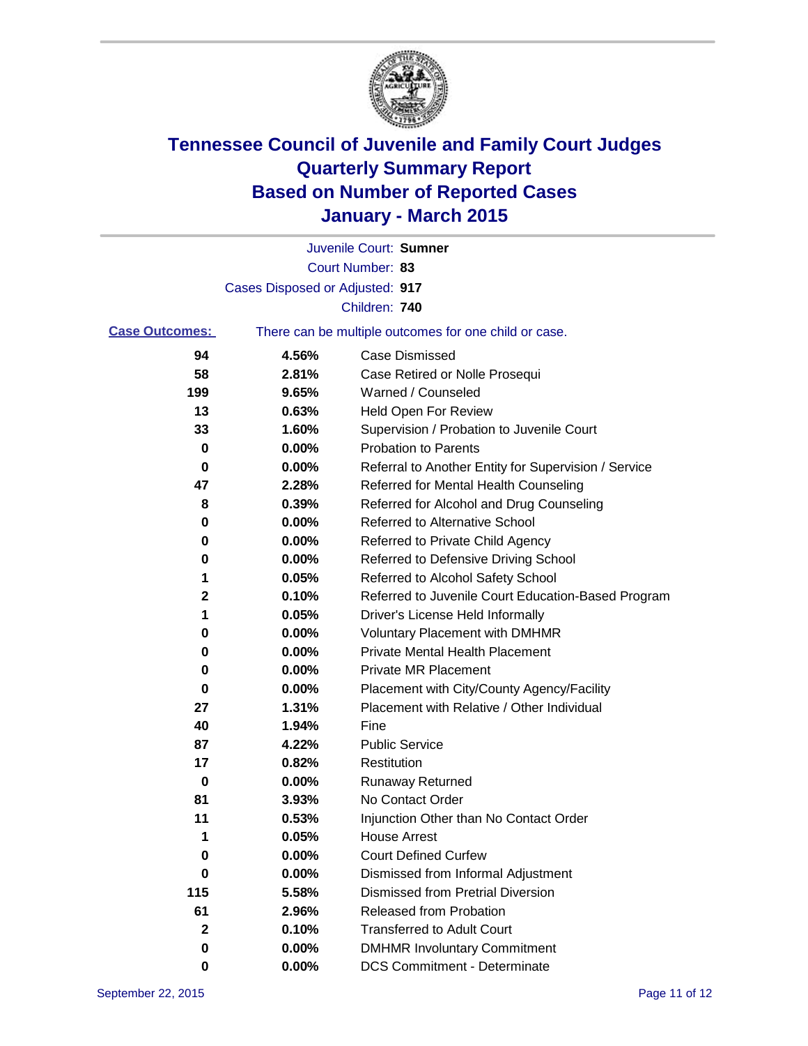# Tennessee Council of Juvenile and Family Court Judges
## Quarterly Summary Report
## Based on Number of Reported Cases
## January - March 2015

Juvenile Court: **Sumner**
Court Number: **83**
Cases Disposed or Adjusted: **917**
Children: **740**

**Case Outcomes:** There can be multiple outcomes for one child or case.

| Count | Percent | Outcome |
|---|---|---|
| 94 | 4.56% | Case Dismissed |
| 58 | 2.81% | Case Retired or Nolle Prosequi |
| 199 | 9.65% | Warned / Counseled |
| 13 | 0.63% | Held Open For Review |
| 33 | 1.60% | Supervision / Probation to Juvenile Court |
| 0 | 0.00% | Probation to Parents |
| 0 | 0.00% | Referral to Another Entity for Supervision / Service |
| 47 | 2.28% | Referred for Mental Health Counseling |
| 8 | 0.39% | Referred for Alcohol and Drug Counseling |
| 0 | 0.00% | Referred to Alternative School |
| 0 | 0.00% | Referred to Private Child Agency |
| 0 | 0.00% | Referred to Defensive Driving School |
| 1 | 0.05% | Referred to Alcohol Safety School |
| 2 | 0.10% | Referred to Juvenile Court Education-Based Program |
| 1 | 0.05% | Driver's License Held Informally |
| 0 | 0.00% | Voluntary Placement with DMHMR |
| 0 | 0.00% | Private Mental Health Placement |
| 0 | 0.00% | Private MR Placement |
| 0 | 0.00% | Placement with City/County Agency/Facility |
| 27 | 1.31% | Placement with Relative / Other Individual |
| 40 | 1.94% | Fine |
| 87 | 4.22% | Public Service |
| 17 | 0.82% | Restitution |
| 0 | 0.00% | Runaway Returned |
| 81 | 3.93% | No Contact Order |
| 11 | 0.53% | Injunction Other than No Contact Order |
| 1 | 0.05% | House Arrest |
| 0 | 0.00% | Court Defined Curfew |
| 0 | 0.00% | Dismissed from Informal Adjustment |
| 115 | 5.58% | Dismissed from Pretrial Diversion |
| 61 | 2.96% | Released from Probation |
| 2 | 0.10% | Transferred to Adult Court |
| 0 | 0.00% | DMHMR Involuntary Commitment |
| 0 | 0.00% | DCS Commitment - Determinate |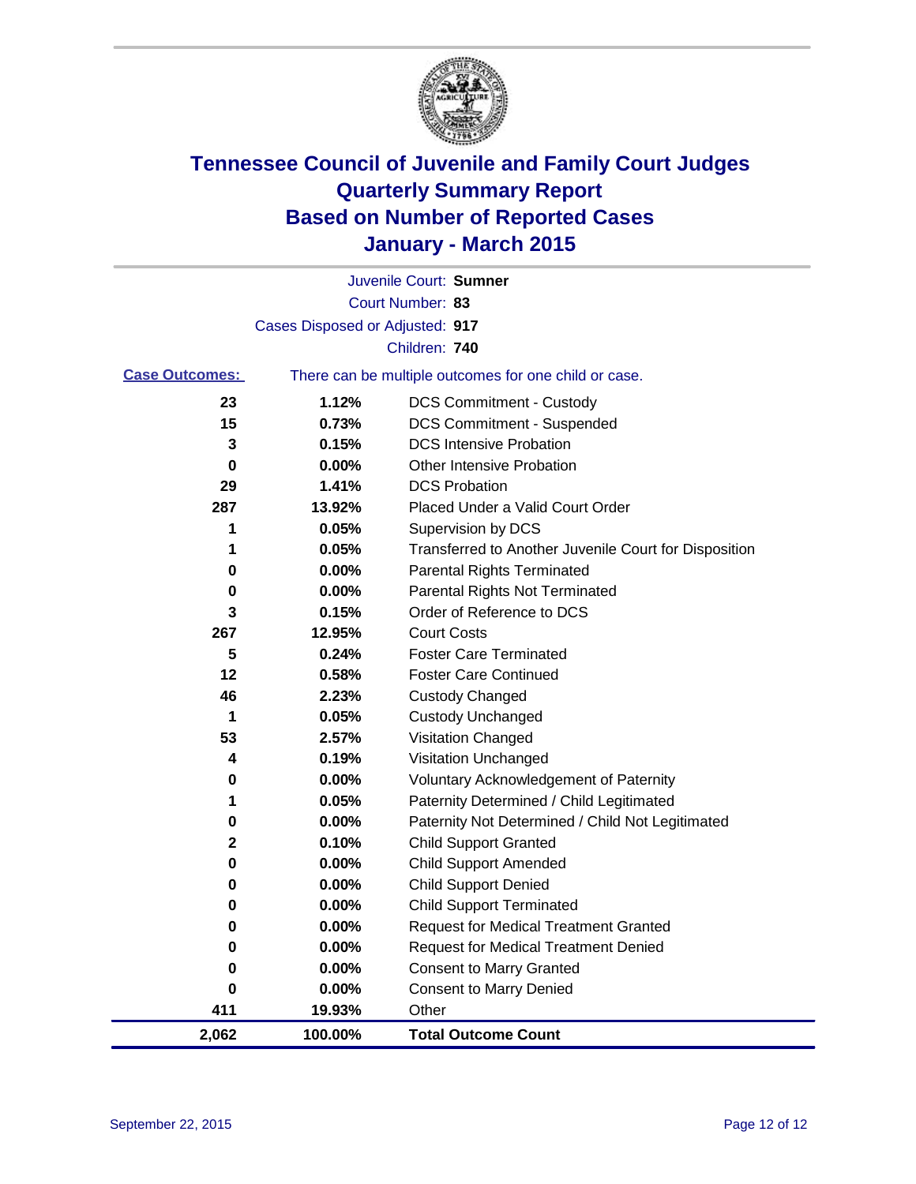# Tennessee Council of Juvenile and Family Court Judges
# Quarterly Summary Report
# Based on Number of Reported Cases
# January - March 2015

Juvenile Court: **Sumner**

Court Number: **83**

Cases Disposed or Adjusted: **917**

Children: **740**

**Case Outcomes:** There can be multiple outcomes for one child or case.

| | | |
|---|---|---|
| 23 | 1.12% | DCS Commitment - Custody |
| 15 | 0.73% | DCS Commitment - Suspended |
| 3 | 0.15% | DCS Intensive Probation |
| 0 | 0.00% | Other Intensive Probation |
| 29 | 1.41% | DCS Probation |
| 287 | 13.92% | Placed Under a Valid Court Order |
| 1 | 0.05% | Supervision by DCS |
| 1 | 0.05% | Transferred to Another Juvenile Court for Disposition |
| 0 | 0.00% | Parental Rights Terminated |
| 0 | 0.00% | Parental Rights Not Terminated |
| 3 | 0.15% | Order of Reference to DCS |
| 267 | 12.95% | Court Costs |
| 5 | 0.24% | Foster Care Terminated |
| 12 | 0.58% | Foster Care Continued |
| 46 | 2.23% | Custody Changed |
| 1 | 0.05% | Custody Unchanged |
| 53 | 2.57% | Visitation Changed |
| 4 | 0.19% | Visitation Unchanged |
| 0 | 0.00% | Voluntary Acknowledgement of Paternity |
| 1 | 0.05% | Paternity Determined / Child Legitimated |
| 0 | 0.00% | Paternity Not Determined / Child Not Legitimated |
| 2 | 0.10% | Child Support Granted |
| 0 | 0.00% | Child Support Amended |
| 0 | 0.00% | Child Support Denied |
| 0 | 0.00% | Child Support Terminated |
| 0 | 0.00% | Request for Medical Treatment Granted |
| 0 | 0.00% | Request for Medical Treatment Denied |
| 0 | 0.00% | Consent to Marry Granted |
| 0 | 0.00% | Consent to Marry Denied |
| 411 | 19.93% | Other |
| **2,062** | **100.00%** | **Total Outcome Count** |

September 22, 2015